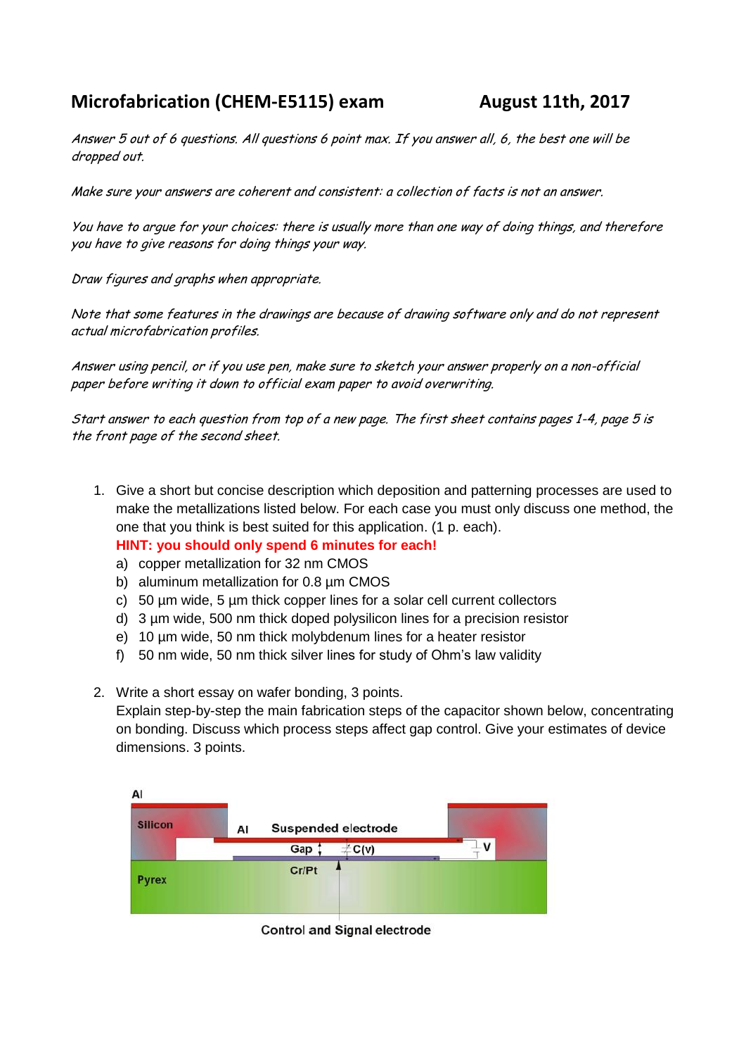# Microfabrication (CHEM-E5115) exam August 11th, 2017

*Answer 5 out of 6 questions. All questions 6 point max. If you answer all, 6, the best one will be dropped out.*

*Make sure your answers are coherent and consistent: a collection of facts is not an answer.*

*You have to argue for your choices: there is usually more than one way of doing things, and therefore you have to give reasons for doing things your way.*

*Draw figures and graphs when appropriate.*

*Note that some features in the drawings are because of drawing software only and do not represent actual microfabrication profiles.*

*Answer using pencil, or if you use pen, make sure to sketch your answer properly on a non-official paper before writing it down to official exam paper to avoid overwriting.*

*Start answer to each question from top of a new page. The first sheet contains pages 1-4, page 5 is the front page of the second sheet.*

1. Give a short but concise description which deposition and patterning processes are used to make the metallizations listed below. For each case you must only discuss one method, the one that you think is best suited for this application. (1 p. each).
   **HINT: you should only spend 6 minutes for each!**
   a) copper metallization for 32 nm CMOS
   b) aluminum metallization for 0.8 µm CMOS
   c) 50 µm wide, 5 µm thick copper lines for a solar cell current collectors
   d) 3 µm wide, 500 nm thick doped polysilicon lines for a precision resistor
   e) 10 µm wide, 50 nm thick molybdenum lines for a heater resistor
   f) 50 nm wide, 50 nm thick silver lines for study of Ohm's law validity

2. Write a short essay on wafer bonding, 3 points.
   Explain step-by-step the main fabrication steps of the capacitor shown below, concentrating on bonding. Discuss which process steps affect gap control. Give your estimates of device dimensions. 3 points.

Al

Silicon | Al | Suspended electrode | Gap | C(V) | V | Cr/Pt | Pyrex

Control and Signal electrode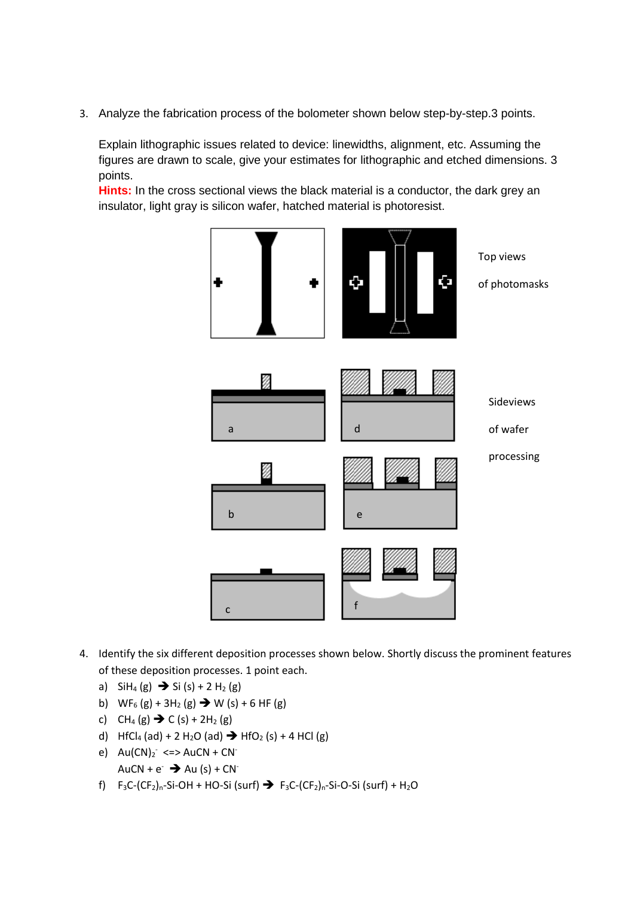3. Analyze the fabrication process of the bolometer shown below step-by-step.3 points.

   Explain lithographic issues related to device: linewidths, alignment, etc. Assuming the figures are drawn to scale, give your estimates for lithographic and etched dimensions. 3 points.

   **Hints:** In the cross sectional views the black material is a conductor, the dark grey an insulator, light gray is silicon wafer, hatched material is photoresist.

Top views of photomasks

Sideviews of wafer processing

a b c d e f

4. Identify the six different deposition processes shown below. Shortly discuss the prominent features of these deposition processes. 1 point each.

   a) $SiH_4$ (g) ➔ Si (s) + 2 $H_2$ (g)
   b) $WF_6$ (g) + 3$H_2$ (g) ➔ W (s) + 6 HF (g)
   c) $CH_4$ (g) ➔ C (s) + 2$H_2$ (g)
   d) $HfCl_4$ (ad) + 2 $H_2O$ (ad) ➔ $HfO_2$ (s) + 4 HCl (g)
   e) $Au(CN)_2^-$ <=> AuCN + $CN^-$

      AuCN + $e^-$ ➔ Au (s) + $CN^-$
   f) $F_3C$-$(CF_2)_n$-Si-OH + HO-Si (surf) ➔ $F_3C$-$(CF_2)_n$-Si-O-Si (surf) + $H_2O$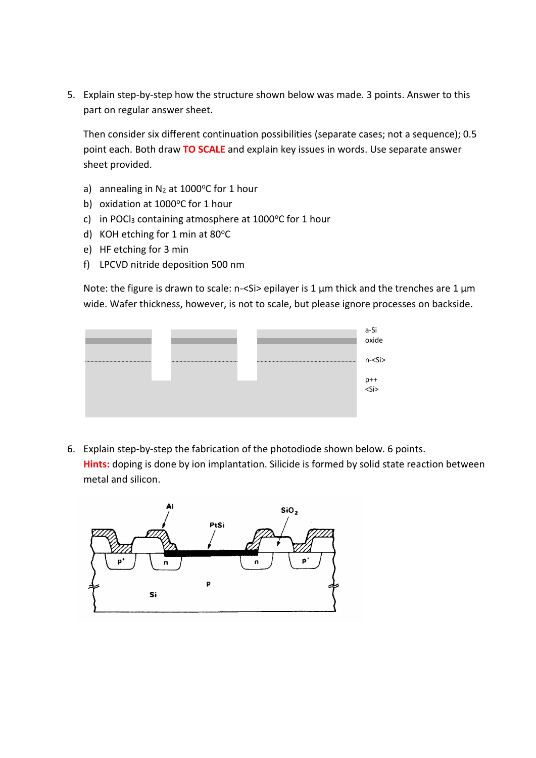5. Explain step-by-step how the structure shown below was made. 3 points. Answer to this part on regular answer sheet.

   Then consider six different continuation possibilities (separate cases; not a sequence); 0.5 point each. Both draw **TO SCALE** and explain key issues in words. Use separate answer sheet provided.

   a) annealing in $N_2$ at 1000°C for 1 hour
   b) oxidation at 1000°C for 1 hour
   c) in $POCl_3$ containing atmosphere at 1000°C for 1 hour
   d) KOH etching for 1 min at 80°C
   e) HF etching for 3 min
   f) LPCVD nitride deposition 500 nm

   Note: the figure is drawn to scale: n-<Si> epilayer is 1 µm thick and the trenches are 1 µm wide. Wafer thickness, however, is not to scale, but please ignore processes on backside.

6. Explain step-by-step the fabrication of the photodiode shown below. 6 points.
   **Hints:** doping is done by ion implantation. Silicide is formed by solid state reaction between metal and silicon.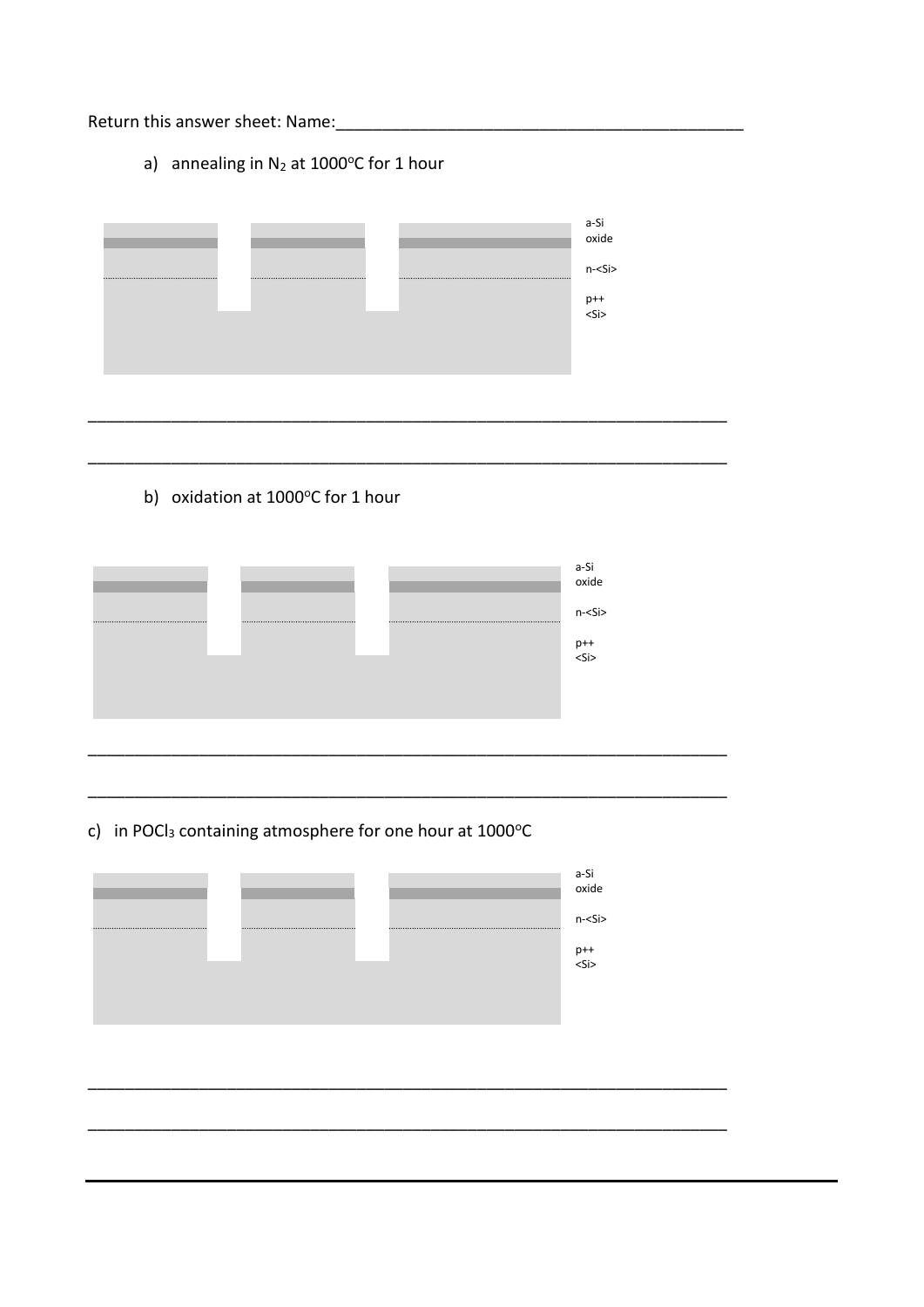Return this answer sheet: Name:____________________________________________

a) annealing in $N_2$ at 1000°C for 1 hour

a-Si
oxide
n-<Si>
p++
<Si>

______________________________________________________________________

______________________________________________________________________

b) oxidation at 1000°C for 1 hour

a-Si
oxide
n-<Si>
p++
<Si>

______________________________________________________________________

______________________________________________________________________

c) in $POCl_3$ containing atmosphere for one hour at 1000°C

a-Si
oxide
n-<Si>
p++
<Si>

______________________________________________________________________

______________________________________________________________________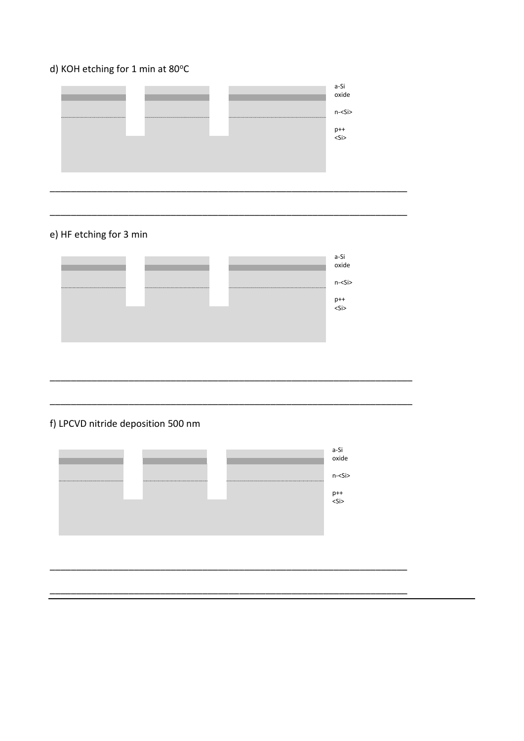d) KOH etching for 1 min at 80°C

a-Si
oxide
n-<Si>
p++
<Si>

\_\_\_\_\_\_\_\_\_\_\_\_\_\_\_\_\_\_\_\_\_\_\_\_\_\_\_\_\_\_\_\_\_\_\_\_\_\_\_\_\_\_\_\_\_\_\_\_\_\_\_\_\_\_\_\_\_\_\_\_\_\_\_\_\_\_\_\_\_\_

\_\_\_\_\_\_\_\_\_\_\_\_\_\_\_\_\_\_\_\_\_\_\_\_\_\_\_\_\_\_\_\_\_\_\_\_\_\_\_\_\_\_\_\_\_\_\_\_\_\_\_\_\_\_\_\_\_\_\_\_\_\_\_\_\_\_\_\_\_\_

e) HF etching for 3 min

a-Si
oxide
n-<Si>
p++
<Si>

\_\_\_\_\_\_\_\_\_\_\_\_\_\_\_\_\_\_\_\_\_\_\_\_\_\_\_\_\_\_\_\_\_\_\_\_\_\_\_\_\_\_\_\_\_\_\_\_\_\_\_\_\_\_\_\_\_\_\_\_\_\_\_\_\_\_\_\_\_\_

\_\_\_\_\_\_\_\_\_\_\_\_\_\_\_\_\_\_\_\_\_\_\_\_\_\_\_\_\_\_\_\_\_\_\_\_\_\_\_\_\_\_\_\_\_\_\_\_\_\_\_\_\_\_\_\_\_\_\_\_\_\_\_\_\_\_\_\_\_\_

f) LPCVD nitride deposition 500 nm

a-Si
oxide
n-<Si>
p++
<Si>

\_\_\_\_\_\_\_\_\_\_\_\_\_\_\_\_\_\_\_\_\_\_\_\_\_\_\_\_\_\_\_\_\_\_\_\_\_\_\_\_\_\_\_\_\_\_\_\_\_\_\_\_\_\_\_\_\_\_\_\_\_\_\_\_\_\_\_\_\_\_

\_\_\_\_\_\_\_\_\_\_\_\_\_\_\_\_\_\_\_\_\_\_\_\_\_\_\_\_\_\_\_\_\_\_\_\_\_\_\_\_\_\_\_\_\_\_\_\_\_\_\_\_\_\_\_\_\_\_\_\_\_\_\_\_\_\_\_\_\_\_